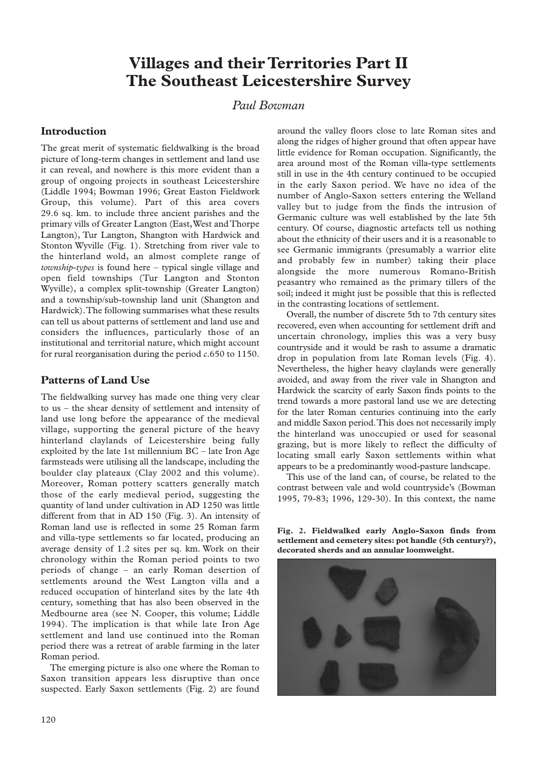# Villages and their Territories Part II
# The Southeast Leicestershire Survey

*Paul Bowman*

## Introduction

The great merit of systematic fieldwalking is the broad picture of long-term changes in settlement and land use it can reveal, and nowhere is this more evident than a group of ongoing projects in southeast Leicestershire (Liddle 1994; Bowman 1996; Great Easton Fieldwork Group, this volume). Part of this area covers 29.6 sq. km. to include three ancient parishes and the primary vills of Greater Langton (East, West and Thorpe Langton), Tur Langton, Shangton with Hardwick and Stonton Wyville (Fig. 1). Stretching from river vale to the hinterland wold, an almost complete range of *township-types* is found here – typical single village and open field townships (Tur Langton and Stonton Wyville), a complex split-township (Greater Langton) and a township/sub-township land unit (Shangton and Hardwick). The following summarises what these results can tell us about patterns of settlement and land use and considers the influences, particularly those of an institutional and territorial nature, which might account for rural reorganisation during the period *c*.650 to 1150.

## Patterns of Land Use

The fieldwalking survey has made one thing very clear to us – the shear density of settlement and intensity of land use long before the appearance of the medieval village, supporting the general picture of the heavy hinterland claylands of Leicestershire being fully exploited by the late 1st millennium BC – late Iron Age farmsteads were utilising all the landscape, including the boulder clay plateaux (Clay 2002 and this volume). Moreover, Roman pottery scatters generally match those of the early medieval period, suggesting the quantity of land under cultivation in AD 1250 was little different from that in AD 150 (Fig. 3). An intensity of Roman land use is reflected in some 25 Roman farm and villa-type settlements so far located, producing an average density of 1.2 sites per sq. km. Work on their chronology within the Roman period points to two periods of change – an early Roman desertion of settlements around the West Langton villa and a reduced occupation of hinterland sites by the late 4th century, something that has also been observed in the Medbourne area (see N. Cooper, this volume; Liddle 1994). The implication is that while late Iron Age settlement and land use continued into the Roman period there was a retreat of arable farming in the later Roman period.

The emerging picture is also one where the Roman to Saxon transition appears less disruptive than once suspected. Early Saxon settlements (Fig. 2) are found around the valley floors close to late Roman sites and along the ridges of higher ground that often appear have little evidence for Roman occupation. Significantly, the area around most of the Roman villa-type settlements still in use in the 4th century continued to be occupied in the early Saxon period. We have no idea of the number of Anglo-Saxon setters entering the Welland valley but to judge from the finds the intrusion of Germanic culture was well established by the late 5th century. Of course, diagnostic artefacts tell us nothing about the ethnicity of their users and it is a reasonable to see Germanic immigrants (presumably a warrior elite and probably few in number) taking their place alongside the more numerous Romano-British peasantry who remained as the primary tillers of the soil; indeed it might just be possible that this is reflected in the contrasting locations of settlement.

Overall, the number of discrete 5th to 7th century sites recovered, even when accounting for settlement drift and uncertain chronology, implies this was a very busy countryside and it would be rash to assume a dramatic drop in population from late Roman levels (Fig. 4). Nevertheless, the higher heavy claylands were generally avoided, and away from the river vale in Shangton and Hardwick the scarcity of early Saxon finds points to the trend towards a more pastoral land use we are detecting for the later Roman centuries continuing into the early and middle Saxon period. This does not necessarily imply the hinterland was unoccupied or used for seasonal grazing, but is more likely to reflect the difficulty of locating small early Saxon settlements within what appears to be a predominantly wood-pasture landscape.

This use of the land can, of course, be related to the contrast between vale and wold countryside's (Bowman 1995, 79-83; 1996, 129-30). In this context, the name

**Fig. 2. Fieldwalked early Anglo-Saxon finds from settlement and cemetery sites: pot handle (5th century?), decorated sherds and an annular loomweight.**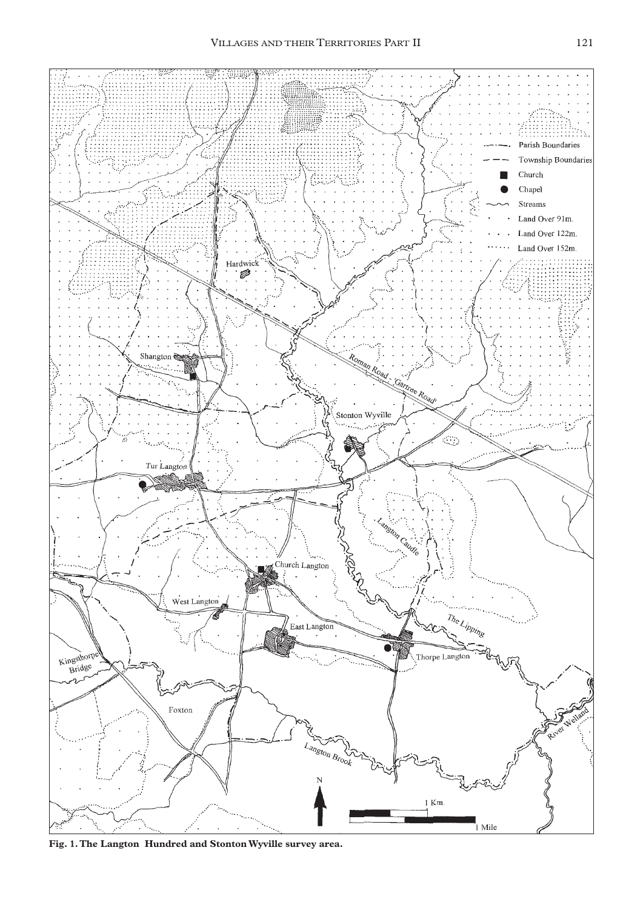**Fig. 1. The Langton Hundred and Stonton Wyville survey area.**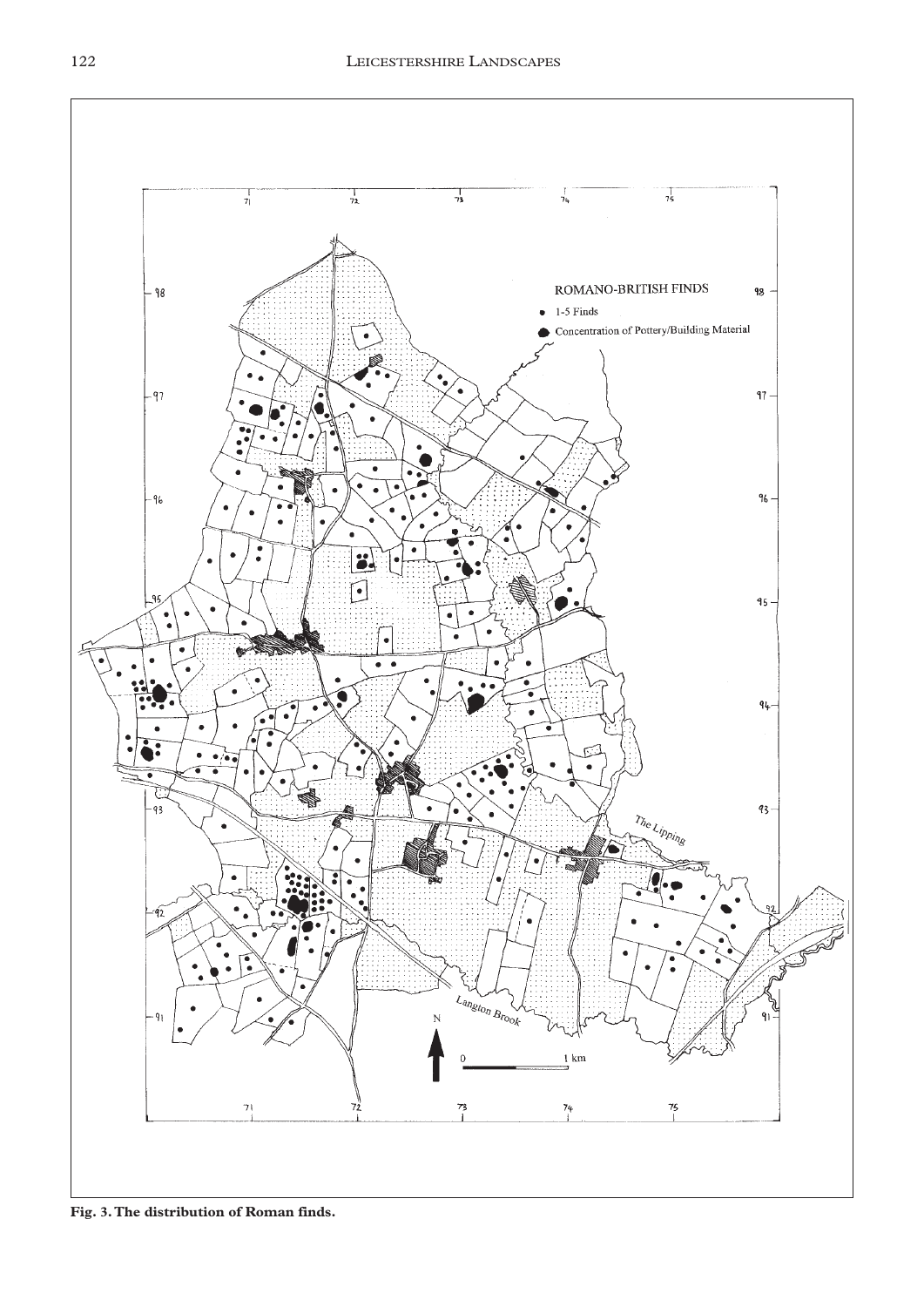Fig. 3. The distribution of Roman finds.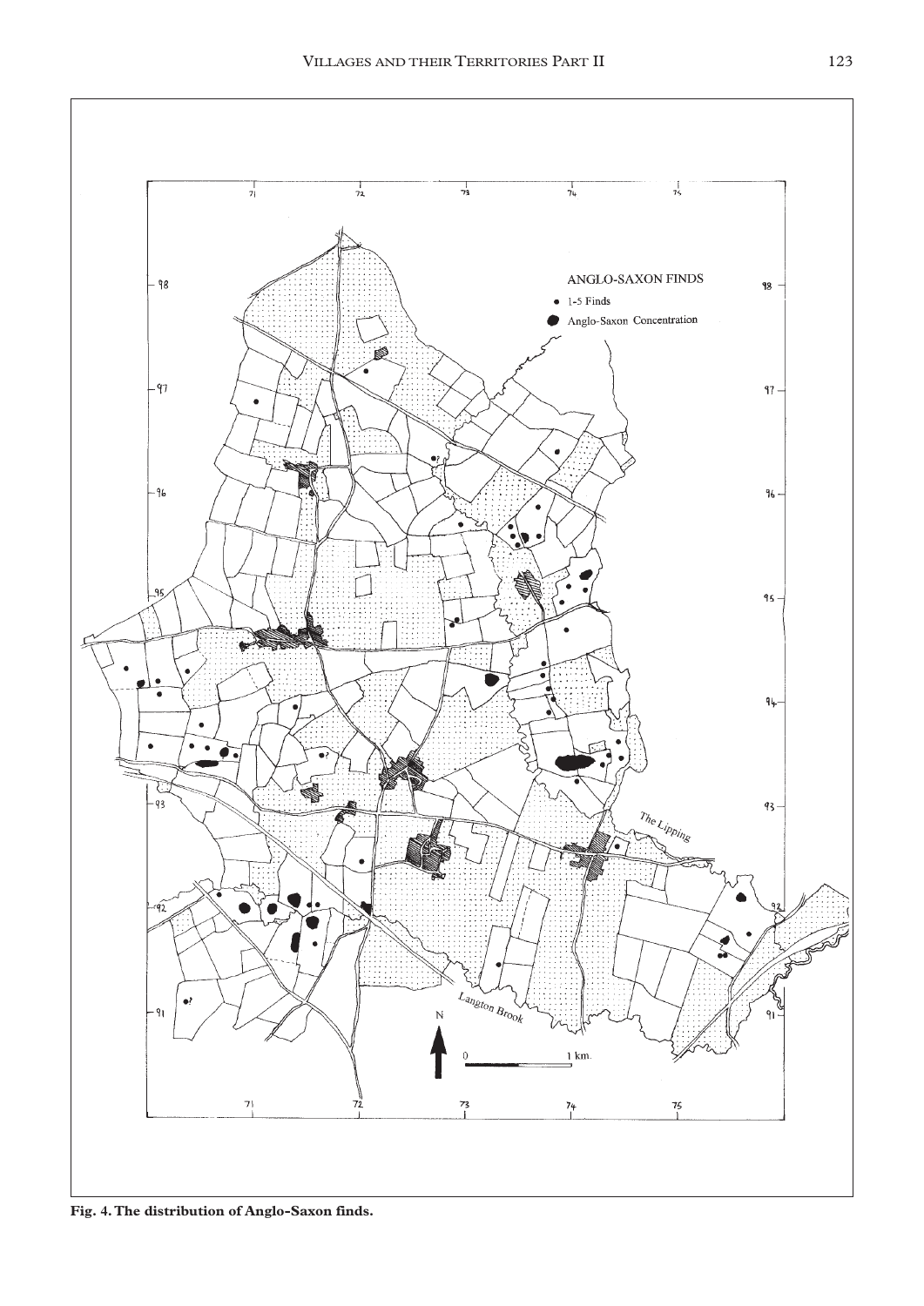**Fig. 4. The distribution of Anglo-Saxon finds.**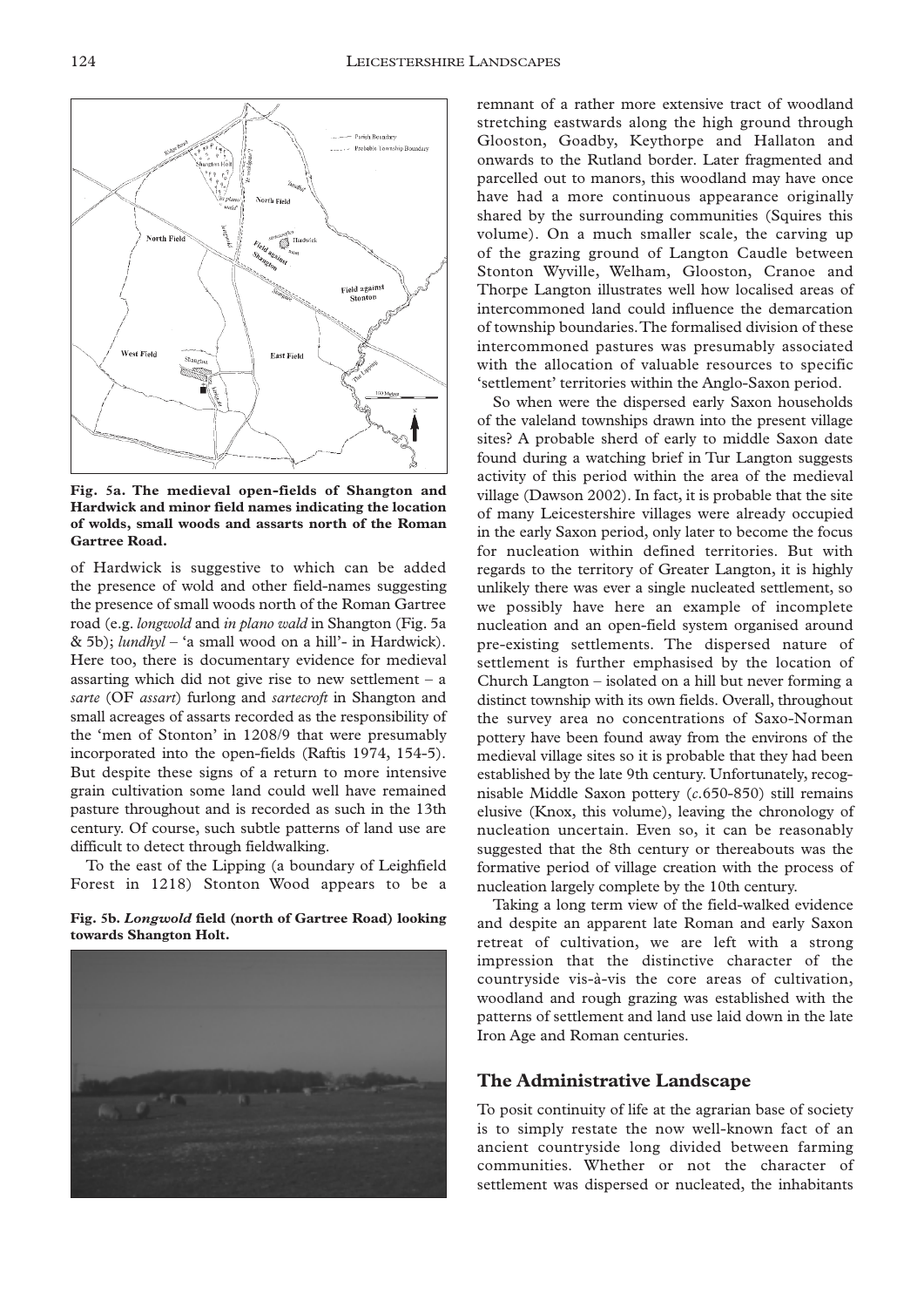**Fig. 5a. The medieval open-fields of Shangton and Hardwick and minor field names indicating the location of wolds, small woods and assarts north of the Roman Gartree Road.**

of Hardwick is suggestive to which can be added the presence of wold and other field-names suggesting the presence of small woods north of the Roman Gartree road (e.g. *longwold* and *in plano wald* in Shangton (Fig. 5a & 5b); *lundhyl* – 'a small wood on a hill'- in Hardwick). Here too, there is documentary evidence for medieval assarting which did not give rise to new settlement – a *sarte* (OF *assart*) furlong and *sartecroft* in Shangton and small acreages of assarts recorded as the responsibility of the 'men of Stonton' in 1208/9 that were presumably incorporated into the open-fields (Raftis 1974, 154-5). But despite these signs of a return to more intensive grain cultivation some land could well have remained pasture throughout and is recorded as such in the 13th century. Of course, such subtle patterns of land use are difficult to detect through fieldwalking.

To the east of the Lipping (a boundary of Leighfield Forest in 1218) Stonton Wood appears to be a remnant of a rather more extensive tract of woodland stretching eastwards along the high ground through Glooston, Goadby, Keythorpe and Hallaton and onwards to the Rutland border. Later fragmented and parcelled out to manors, this woodland may have once have had a more continuous appearance originally shared by the surrounding communities (Squires this volume). On a much smaller scale, the carving up of the grazing ground of Langton Caudle between Stonton Wyville, Welham, Glooston, Cranoe and Thorpe Langton illustrates well how localised areas of intercommoned land could influence the demarcation of township boundaries. The formalised division of these intercommoned pastures was presumably associated with the allocation of valuable resources to specific 'settlement' territories within the Anglo-Saxon period.

**Fig. 5b. *Longwold* field (north of Gartree Road) looking towards Shangton Holt.**

So when were the dispersed early Saxon households of the valeland townships drawn into the present village sites? A probable sherd of early to middle Saxon date found during a watching brief in Tur Langton suggests activity of this period within the area of the medieval village (Dawson 2002). In fact, it is probable that the site of many Leicestershire villages were already occupied in the early Saxon period, only later to become the focus for nucleation within defined territories. But with regards to the territory of Greater Langton, it is highly unlikely there was ever a single nucleated settlement, so we possibly have here an example of incomplete nucleation and an open-field system organised around pre-existing settlements. The dispersed nature of settlement is further emphasised by the location of Church Langton – isolated on a hill but never forming a distinct township with its own fields. Overall, throughout the survey area no concentrations of Saxo-Norman pottery have been found away from the environs of the medieval village sites so it is probable that they had been established by the late 9th century. Unfortunately, recognisable Middle Saxon pottery (*c*.650-850) still remains elusive (Knox, this volume), leaving the chronology of nucleation uncertain. Even so, it can be reasonably suggested that the 8th century or thereabouts was the formative period of village creation with the process of nucleation largely complete by the 10th century.

Taking a long term view of the field-walked evidence and despite an apparent late Roman and early Saxon retreat of cultivation, we are left with a strong impression that the distinctive character of the countryside vis-à-vis the core areas of cultivation, woodland and rough grazing was established with the patterns of settlement and land use laid down in the late Iron Age and Roman centuries.

## The Administrative Landscape

To posit continuity of life at the agrarian base of society is to simply restate the now well-known fact of an ancient countryside long divided between farming communities. Whether or not the character of settlement was dispersed or nucleated, the inhabitants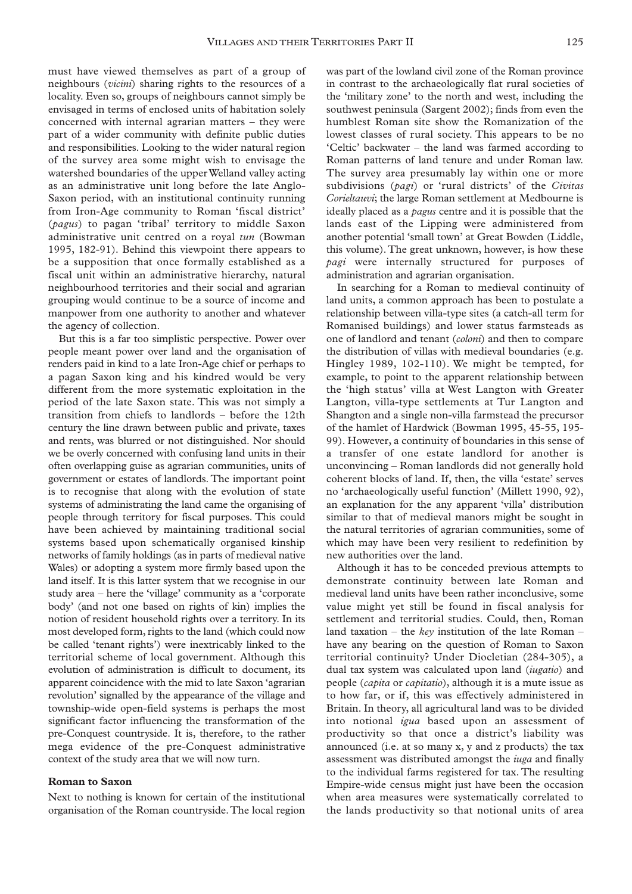must have viewed themselves as part of a group of neighbours (*vicini*) sharing rights to the resources of a locality. Even so, groups of neighbours cannot simply be envisaged in terms of enclosed units of habitation solely concerned with internal agrarian matters – they were part of a wider community with definite public duties and responsibilities. Looking to the wider natural region of the survey area some might wish to envisage the watershed boundaries of the upper Welland valley acting as an administrative unit long before the late Anglo-Saxon period, with an institutional continuity running from Iron-Age community to Roman 'fiscal district' (*pagus*) to pagan 'tribal' territory to middle Saxon administrative unit centred on a royal *tun* (Bowman 1995, 182-91). Behind this viewpoint there appears to be a supposition that once formally established as a fiscal unit within an administrative hierarchy, natural neighbourhood territories and their social and agrarian grouping would continue to be a source of income and manpower from one authority to another and whatever the agency of collection.

But this is a far too simplistic perspective. Power over people meant power over land and the organisation of renders paid in kind to a late Iron-Age chief or perhaps to a pagan Saxon king and his kindred would be very different from the more systematic exploitation in the period of the late Saxon state. This was not simply a transition from chiefs to landlords – before the 12th century the line drawn between public and private, taxes and rents, was blurred or not distinguished. Nor should we be overly concerned with confusing land units in their often overlapping guise as agrarian communities, units of government or estates of landlords. The important point is to recognise that along with the evolution of state systems of administrating the land came the organising of people through territory for fiscal purposes. This could have been achieved by maintaining traditional social systems based upon schematically organised kinship networks of family holdings (as in parts of medieval native Wales) or adopting a system more firmly based upon the land itself. It is this latter system that we recognise in our study area – here the 'village' community as a 'corporate body' (and not one based on rights of kin) implies the notion of resident household rights over a territory. In its most developed form, rights to the land (which could now be called 'tenant rights') were inextricably linked to the territorial scheme of local government. Although this evolution of administration is difficult to document, its apparent coincidence with the mid to late Saxon 'agrarian revolution' signalled by the appearance of the village and township-wide open-field systems is perhaps the most significant factor influencing the transformation of the pre-Conquest countryside. It is, therefore, to the rather mega evidence of the pre-Conquest administrative context of the study area that we will now turn.

### Roman to Saxon

Next to nothing is known for certain of the institutional organisation of the Roman countryside. The local region was part of the lowland civil zone of the Roman province in contrast to the archaeologically flat rural societies of the 'military zone' to the north and west, including the southwest peninsula (Sargent 2002); finds from even the humblest Roman site show the Romanization of the lowest classes of rural society. This appears to be no 'Celtic' backwater – the land was farmed according to Roman patterns of land tenure and under Roman law. The survey area presumably lay within one or more subdivisions (*pagi*) or 'rural districts' of the *Civitas Corieltauvi*; the large Roman settlement at Medbourne is ideally placed as a *pagus* centre and it is possible that the lands east of the Lipping were administered from another potential 'small town' at Great Bowden (Liddle, this volume). The great unknown, however, is how these *pagi* were internally structured for purposes of administration and agrarian organisation.

In searching for a Roman to medieval continuity of land units, a common approach has been to postulate a relationship between villa-type sites (a catch-all term for Romanised buildings) and lower status farmsteads as one of landlord and tenant (*coloni*) and then to compare the distribution of villas with medieval boundaries (e.g. Hingley 1989, 102-110). We might be tempted, for example, to point to the apparent relationship between the 'high status' villa at West Langton with Greater Langton, villa-type settlements at Tur Langton and Shangton and a single non-villa farmstead the precursor of the hamlet of Hardwick (Bowman 1995, 45-55, 195-99). However, a continuity of boundaries in this sense of a transfer of one estate landlord for another is unconvincing – Roman landlords did not generally hold coherent blocks of land. If, then, the villa 'estate' serves no 'archaeologically useful function' (Millett 1990, 92), an explanation for the any apparent 'villa' distribution similar to that of medieval manors might be sought in the natural territories of agrarian communities, some of which may have been very resilient to redefinition by new authorities over the land.

Although it has to be conceded previous attempts to demonstrate continuity between late Roman and medieval land units have been rather inconclusive, some value might yet still be found in fiscal analysis for settlement and territorial studies. Could, then, Roman land taxation – the *key* institution of the late Roman – have any bearing on the question of Roman to Saxon territorial continuity? Under Diocletian (284-305), a dual tax system was calculated upon land (*iugatio*) and people (*capita* or *capitatio*), although it is a mute issue as to how far, or if, this was effectively administered in Britain. In theory, all agricultural land was to be divided into notional *igua* based upon an assessment of productivity so that once a district's liability was announced (i.e. at so many x, y and z products) the tax assessment was distributed amongst the *iuga* and finally to the individual farms registered for tax. The resulting Empire-wide census might just have been the occasion when area measures were systematically correlated to the lands productivity so that notional units of area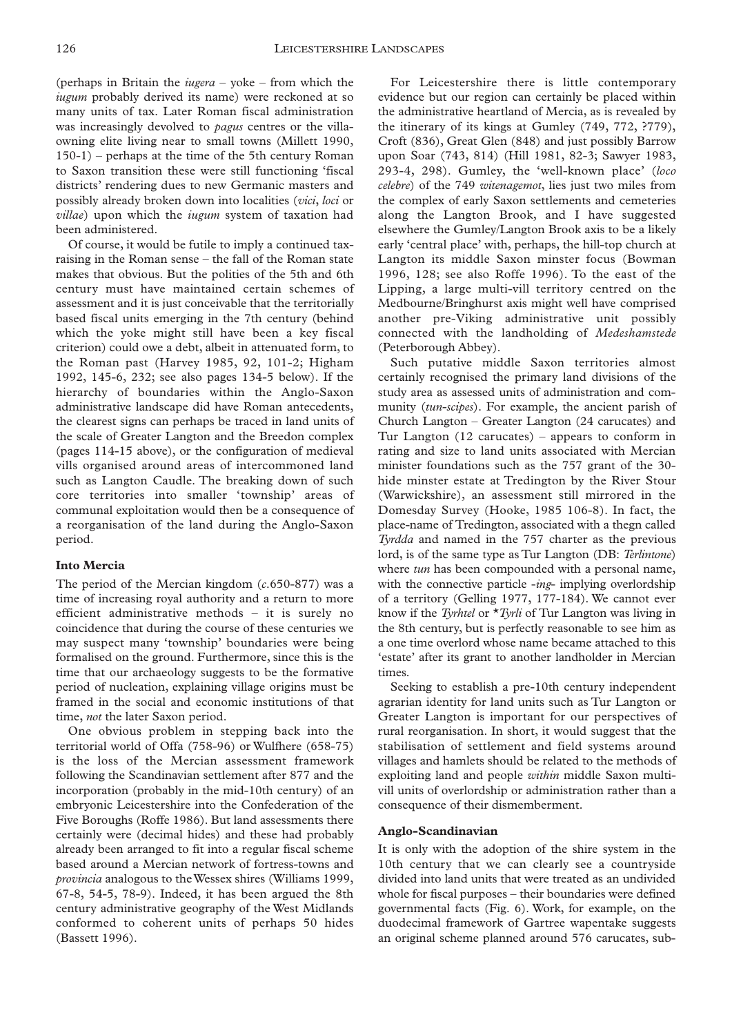(perhaps in Britain the *iugera* – yoke – from which the *iugum* probably derived its name) were reckoned at so many units of tax. Later Roman fiscal administration was increasingly devolved to *pagus* centres or the villa-owning elite living near to small towns (Millett 1990, 150-1) – perhaps at the time of the 5th century Roman to Saxon transition these were still functioning 'fiscal districts' rendering dues to new Germanic masters and possibly already broken down into localities (*vici*, *loci* or *villae*) upon which the *iugum* system of taxation had been administered.

Of course, it would be futile to imply a continued tax-raising in the Roman sense – the fall of the Roman state makes that obvious. But the polities of the 5th and 6th century must have maintained certain schemes of assessment and it is just conceivable that the territorially based fiscal units emerging in the 7th century (behind which the yoke might still have been a key fiscal criterion) could owe a debt, albeit in attenuated form, to the Roman past (Harvey 1985, 92, 101-2; Higham 1992, 145-6, 232; see also pages 134-5 below). If the hierarchy of boundaries within the Anglo-Saxon administrative landscape did have Roman antecedents, the clearest signs can perhaps be traced in land units of the scale of Greater Langton and the Breedon complex (pages 114-15 above), or the configuration of medieval vills organised around areas of intercommoned land such as Langton Caudle. The breaking down of such core territories into smaller 'township' areas of communal exploitation would then be a consequence of a reorganisation of the land during the Anglo-Saxon period.

### Into Mercia

The period of the Mercian kingdom (*c*.650-877) was a time of increasing royal authority and a return to more efficient administrative methods – it is surely no coincidence that during the course of these centuries we may suspect many 'township' boundaries were being formalised on the ground. Furthermore, since this is the time that our archaeology suggests to be the formative period of nucleation, explaining village origins must be framed in the social and economic institutions of that time, *not* the later Saxon period.

One obvious problem in stepping back into the territorial world of Offa (758-96) or Wulfhere (658-75) is the loss of the Mercian assessment framework following the Scandinavian settlement after 877 and the incorporation (probably in the mid-10th century) of an embryonic Leicestershire into the Confederation of the Five Boroughs (Roffe 1986). But land assessments there certainly were (decimal hides) and these had probably already been arranged to fit into a regular fiscal scheme based around a Mercian network of fortress-towns and *provincia* analogous to the Wessex shires (Williams 1999, 67-8, 54-5, 78-9). Indeed, it has been argued the 8th century administrative geography of the West Midlands conformed to coherent units of perhaps 50 hides (Bassett 1996).

For Leicestershire there is little contemporary evidence but our region can certainly be placed within the administrative heartland of Mercia, as is revealed by the itinerary of its kings at Gumley (749, 772, ?779), Croft (836), Great Glen (848) and just possibly Barrow upon Soar (743, 814) (Hill 1981, 82-3; Sawyer 1983, 293-4, 298). Gumley, the 'well-known place' (*loco celebre*) of the 749 *witenagemot*, lies just two miles from the complex of early Saxon settlements and cemeteries along the Langton Brook, and I have suggested elsewhere the Gumley/Langton Brook axis to be a likely early 'central place' with, perhaps, the hill-top church at Langton its middle Saxon minster focus (Bowman 1996, 128; see also Roffe 1996). To the east of the Lipping, a large multi-vill territory centred on the Medbourne/Bringhurst axis might well have comprised another pre-Viking administrative unit possibly connected with the landholding of *Medeshamstede* (Peterborough Abbey).

Such putative middle Saxon territories almost certainly recognised the primary land divisions of the study area as assessed units of administration and community (*tun-scipes*). For example, the ancient parish of Church Langton – Greater Langton (24 carucates) and Tur Langton (12 carucates) – appears to conform in rating and size to land units associated with Mercian minister foundations such as the 757 grant of the 30-hide minster estate at Tredington by the River Stour (Warwickshire), an assessment still mirrored in the Domesday Survey (Hooke, 1985 106-8). In fact, the place-name of Tredington, associated with a thegn called *Tyrdda* and named in the 757 charter as the previous lord, is of the same type as Tur Langton (DB: *Terlintone*) where *tun* has been compounded with a personal name, with the connective particle -*ing*- implying overlordship of a territory (Gelling 1977, 177-184). We cannot ever know if the *Tyrhtel* or **Tyrli* of Tur Langton was living in the 8th century, but is perfectly reasonable to see him as a one time overlord whose name became attached to this 'estate' after its grant to another landholder in Mercian times.

Seeking to establish a pre-10th century independent agrarian identity for land units such as Tur Langton or Greater Langton is important for our perspectives of rural reorganisation. In short, it would suggest that the stabilisation of settlement and field systems around villages and hamlets should be related to the methods of exploiting land and people *within* middle Saxon multi-vill units of overlordship or administration rather than a consequence of their dismemberment.

### Anglo-Scandinavian

It is only with the adoption of the shire system in the 10th century that we can clearly see a countryside divided into land units that were treated as an undivided whole for fiscal purposes – their boundaries were defined governmental facts (Fig. 6). Work, for example, on the duodecimal framework of Gartree wapentake suggests an original scheme planned around 576 carucates, sub-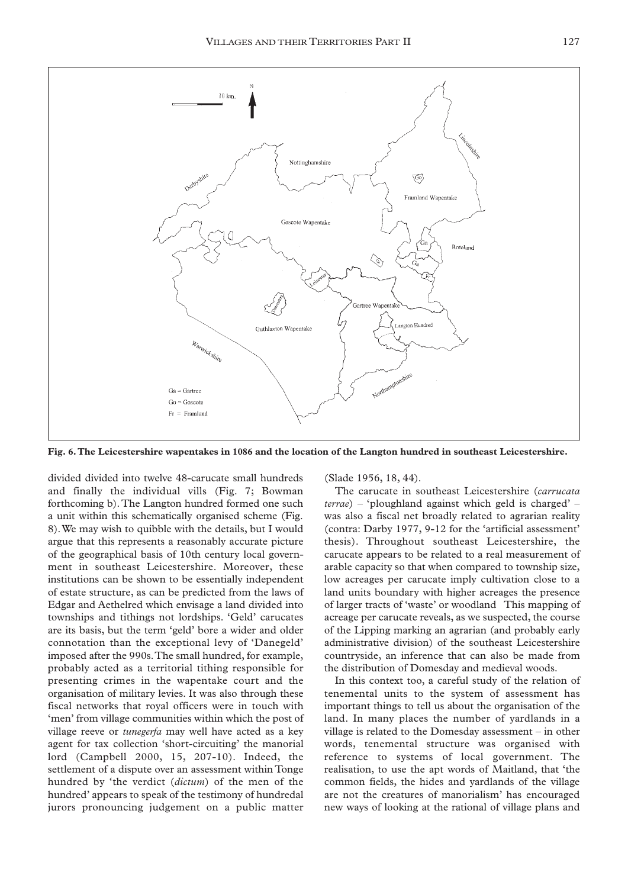**Fig. 6. The Leicestershire wapentakes in 1086 and the location of the Langton hundred in southeast Leicestershire.**

divided divided into twelve 48-carucate small hundreds and finally the individual vills (Fig. 7; Bowman forthcoming b). The Langton hundred formed one such a unit within this schematically organised scheme (Fig. 8). We may wish to quibble with the details, but I would argue that this represents a reasonably accurate picture of the geographical basis of 10th century local government in southeast Leicestershire. Moreover, these institutions can be shown to be essentially independent of estate structure, as can be predicted from the laws of Edgar and Aethelred which envisage a land divided into townships and tithings not lordships. 'Geld' carucates are its basis, but the term 'geld' bore a wider and older connotation than the exceptional levy of 'Danegeld' imposed after the 990s. The small hundred, for example, probably acted as a territorial tithing responsible for presenting crimes in the wapentake court and the organisation of military levies. It was also through these fiscal networks that royal officers were in touch with 'men' from village communities within which the post of village reeve or *tunegerfa* may well have acted as a key agent for tax collection 'short-circuiting' the manorial lord (Campbell 2000, 15, 207-10). Indeed, the settlement of a dispute over an assessment within Tonge hundred by 'the verdict (*dictum*) of the men of the hundred' appears to speak of the testimony of hundredal jurors pronouncing judgement on a public matter (Slade 1956, 18, 44).

The carucate in southeast Leicestershire (*carrucata terrae*) – 'ploughland against which geld is charged' – was also a fiscal net broadly related to agrarian reality (contra: Darby 1977, 9-12 for the 'artificial assessment' thesis). Throughout southeast Leicestershire, the carucate appears to be related to a real measurement of arable capacity so that when compared to township size, low acreages per carucate imply cultivation close to a land units boundary with higher acreages the presence of larger tracts of 'waste' or woodland This mapping of acreage per carucate reveals, as we suspected, the course of the Lipping marking an agrarian (and probably early administrative division) of the southeast Leicestershire countryside, an inference that can also be made from the distribution of Domesday and medieval woods.

In this context too, a careful study of the relation of tenemental units to the system of assessment has important things to tell us about the organisation of the land. In many places the number of yardlands in a village is related to the Domesday assessment – in other words, tenemental structure was organised with reference to systems of local government. The realisation, to use the apt words of Maitland, that 'the common fields, the hides and yardlands of the village are not the creatures of manorialism' has encouraged new ways of looking at the rational of village plans and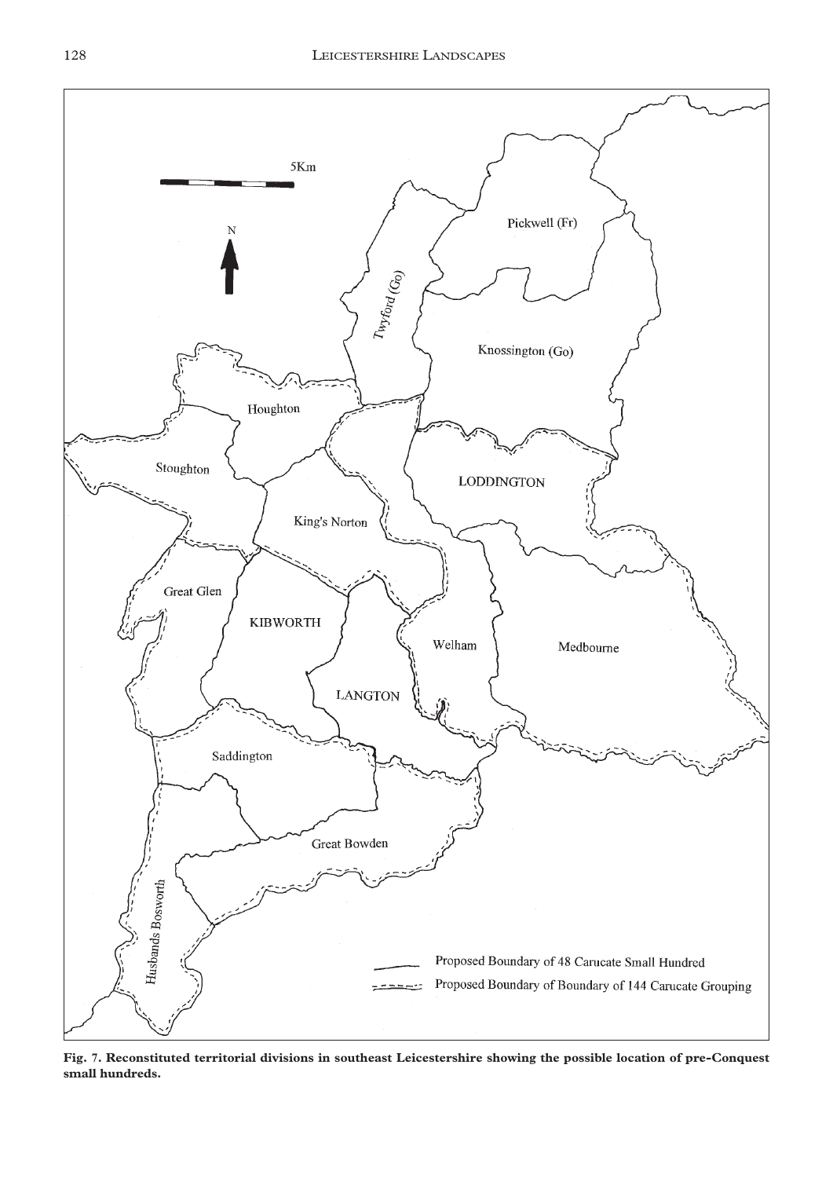**Fig. 7. Reconstituted territorial divisions in southeast Leicestershire showing the possible location of pre-Conquest small hundreds.**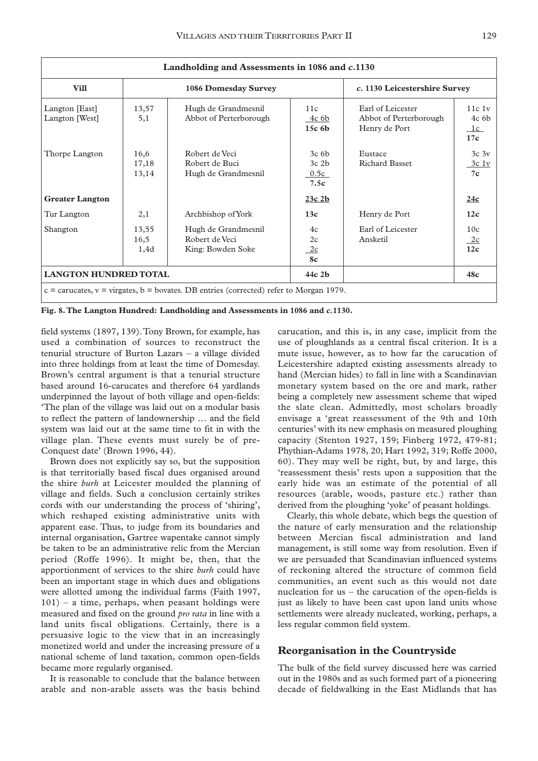| Landholding and Assessments in 1086 and *c*.1130 | | | | | | |
|---|---|---|---|---|---|---|
| **Vill** | **1086 Domesday Survey** | | | ***c*. 1130 Leicestershire Survey** | | |
| Langton [East]<br>Langton [West] | 13,57<br>5,1 | Hugh de Grandmesnil<br>Abbot of Perterborough | 11c<br>4c 6b<br>**15c 6b** | Earl of Leicester<br>Abbot of Perterborough<br>Henry de Port | | 11c 1v<br>4c 6b<br>1c<br>**17c** |
| Thorpe Langton | 16,6<br>17,18<br>13,14 | Robert de Veci<br>Robert de Buci<br>Hugh de Grandmesnil | 3c 6b<br>3c 2b<br>0.5c<br>**7.5c** | Eustace<br>Richard Basset | | 3c 3v<br>3c 1v<br>**7c** |
| **Greater Langton** | | | **23c 2b** | | | **24c** |
| Tur Langton | 2,1 | Archbishop of York | **13c** | Henry de Port | | **12c** |
| Shangton | 13,55<br>16,5<br>1,4d | Hugh de Grandmesnil<br>Robert de Veci<br>King: Bowden Soke | 4c<br>2c<br>2c<br>**8c** | Earl of Leicester<br>Ansketil | | 10c<br>2c<br>**12c** |
| **LANGTON HUNDRED TOTAL** | | | **44c 2b** | | | **48c** |
| c = carucates, v = virgates, b = bovates. DB entries (corrected) refer to Morgan 1979. | | | | | | |

**Fig. 8. The Langton Hundred: Landholding and Assessments in 1086 and *c*.1130.**

field systems (1897, 139). Tony Brown, for example, has used a combination of sources to reconstruct the tenurial structure of Burton Lazars – a village divided into three holdings from at least the time of Domesday. Brown's central argument is that a tenurial structure based around 16-carucates and therefore 64 yardlands underpinned the layout of both village and open-fields: 'The plan of the village was laid out on a modular basis to reflect the pattern of landownership … and the field system was laid out at the same time to fit in with the village plan. These events must surely be of pre-Conquest date' (Brown 1996, 44).

Brown does not explicitly say so, but the supposition is that territorially based fiscal dues organised around the shire *burh* at Leicester moulded the planning of village and fields. Such a conclusion certainly strikes cords with our understanding the process of 'shiring', which reshaped existing administrative units with apparent ease. Thus, to judge from its boundaries and internal organisation, Gartree wapentake cannot simply be taken to be an administrative relic from the Mercian period (Roffe 1996). It might be, then, that the apportionment of services to the shire *burh* could have been an important stage in which dues and obligations were allotted among the individual farms (Faith 1997, 101) – a time, perhaps, when peasant holdings were measured and fixed on the ground *pro rata* in line with a land units fiscal obligations. Certainly, there is a persuasive logic to the view that in an increasingly monetized world and under the increasing pressure of a national scheme of land taxation, common open-fields became more regularly organised.

It is reasonable to conclude that the balance between arable and non-arable assets was the basis behind carucation, and this is, in any case, implicit from the use of ploughlands as a central fiscal criterion. It is a mute issue, however, as to how far the carucation of Leicestershire adapted existing assessments already to hand (Mercian hides) to fall in line with a Scandinavian monetary system based on the ore and mark, rather being a completely new assessment scheme that wiped the slate clean. Admittedly, most scholars broadly envisage a 'great reassessment of the 9th and 10th centuries' with its new emphasis on measured ploughing capacity (Stenton 1927, 159; Finberg 1972, 479-81; Phythian-Adams 1978, 20; Hart 1992, 319; Roffe 2000, 60). They may well be right, but, by and large, this 'reassessment thesis' rests upon a supposition that the early hide was an estimate of the potential of all resources (arable, woods, pasture etc.) rather than derived from the ploughing 'yoke' of peasant holdings.

Clearly, this whole debate, which begs the question of the nature of early mensuration and the relationship between Mercian fiscal administration and land management, is still some way from resolution. Even if we are persuaded that Scandinavian influenced systems of reckoning altered the structure of common field communities, an event such as this would not date nucleation for us – the carucation of the open-fields is just as likely to have been cast upon land units whose settlements were already nucleated, working, perhaps, a less regular common field system.

## Reorganisation in the Countryside

The bulk of the field survey discussed here was carried out in the 1980s and as such formed part of a pioneering decade of fieldwalking in the East Midlands that has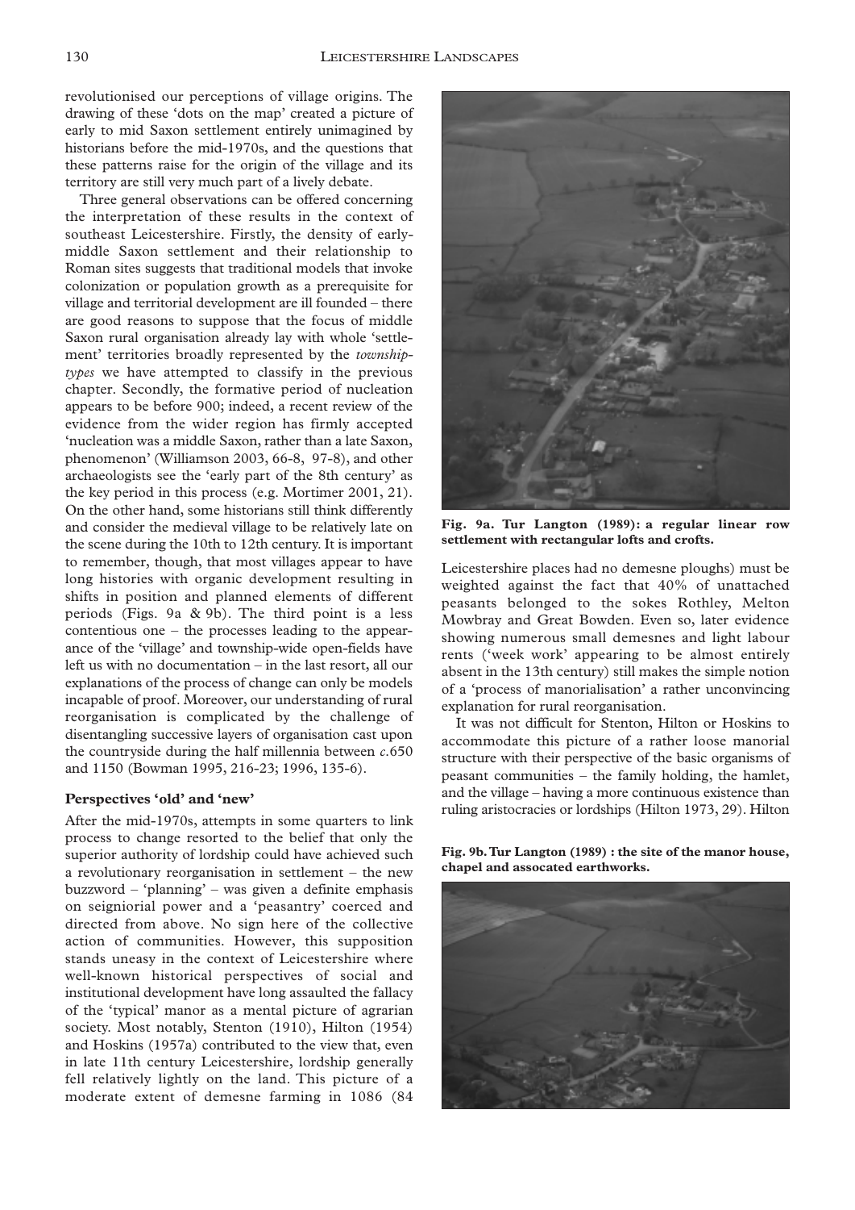revolutionised our perceptions of village origins. The drawing of these 'dots on the map' created a picture of early to mid Saxon settlement entirely unimagined by historians before the mid-1970s, and the questions that these patterns raise for the origin of the village and its territory are still very much part of a lively debate.

Three general observations can be offered concerning the interpretation of these results in the context of southeast Leicestershire. Firstly, the density of early-middle Saxon settlement and their relationship to Roman sites suggests that traditional models that invoke colonization or population growth as a prerequisite for village and territorial development are ill founded – there are good reasons to suppose that the focus of middle Saxon rural organisation already lay with whole 'settlement' territories broadly represented by the *township-types* we have attempted to classify in the previous chapter. Secondly, the formative period of nucleation appears to be before 900; indeed, a recent review of the evidence from the wider region has firmly accepted 'nucleation was a middle Saxon, rather than a late Saxon, phenomenon' (Williamson 2003, 66-8, 97-8), and other archaeologists see the 'early part of the 8th century' as the key period in this process (e.g. Mortimer 2001, 21). On the other hand, some historians still think differently and consider the medieval village to be relatively late on the scene during the 10th to 12th century. It is important to remember, though, that most villages appear to have long histories with organic development resulting in shifts in position and planned elements of different periods (Figs. 9a & 9b). The third point is a less contentious one – the processes leading to the appearance of the 'village' and township-wide open-fields have left us with no documentation – in the last resort, all our explanations of the process of change can only be models incapable of proof. Moreover, our understanding of rural reorganisation is complicated by the challenge of disentangling successive layers of organisation cast upon the countryside during the half millennia between *c.*650 and 1150 (Bowman 1995, 216-23; 1996, 135-6).

## Perspectives 'old' and 'new'

After the mid-1970s, attempts in some quarters to link process to change resorted to the belief that only the superior authority of lordship could have achieved such a revolutionary reorganisation in settlement – the new buzzword – 'planning' – was given a definite emphasis on seigniorial power and a 'peasantry' coerced and directed from above. No sign here of the collective action of communities. However, this supposition stands uneasy in the context of Leicestershire where well-known historical perspectives of social and institutional development have long assaulted the fallacy of the 'typical' manor as a mental picture of agrarian society. Most notably, Stenton (1910), Hilton (1954) and Hoskins (1957a) contributed to the view that, even in late 11th century Leicestershire, lordship generally fell relatively lightly on the land. This picture of a moderate extent of demesne farming in 1086 (84 Leicestershire places had no demesne ploughs) must be weighted against the fact that 40% of unattached peasants belonged to the sokes Rothley, Melton Mowbray and Great Bowden. Even so, later evidence showing numerous small demesnes and light labour rents ('week work' appearing to be almost entirely absent in the 13th century) still makes the simple notion of a 'process of manorialisation' a rather unconvincing explanation for rural reorganisation.

**Fig. 9a. Tur Langton (1989): a regular linear row settlement with rectangular lofts and crofts.**

It was not difficult for Stenton, Hilton or Hoskins to accommodate this picture of a rather loose manorial structure with their perspective of the basic organisms of peasant communities – the family holding, the hamlet, and the village – having a more continuous existence than ruling aristocracies or lordships (Hilton 1973, 29). Hilton

**Fig. 9b. Tur Langton (1989) : the site of the manor house, chapel and assocated earthworks.**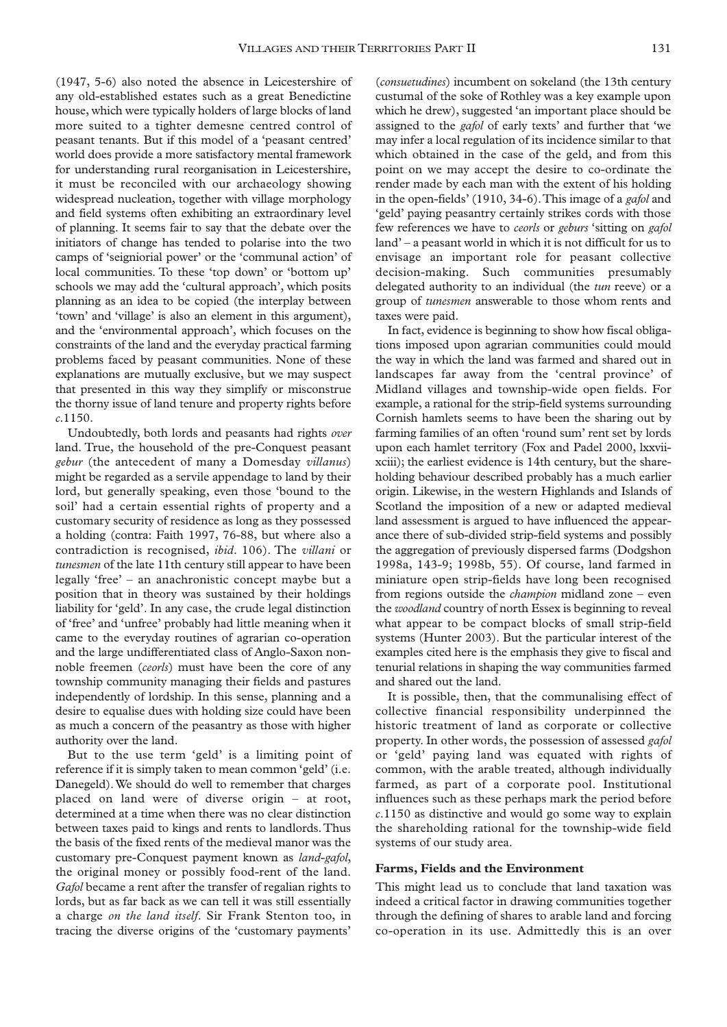(1947, 5-6) also noted the absence in Leicestershire of any old-established estates such as a great Benedictine house, which were typically holders of large blocks of land more suited to a tighter demesne centred control of peasant tenants. But if this model of a 'peasant centred' world does provide a more satisfactory mental framework for understanding rural reorganisation in Leicestershire, it must be reconciled with our archaeology showing widespread nucleation, together with village morphology and field systems often exhibiting an extraordinary level of planning. It seems fair to say that the debate over the initiators of change has tended to polarise into the two camps of 'seigniorial power' or the 'communal action' of local communities. To these 'top down' or 'bottom up' schools we may add the 'cultural approach', which posits planning as an idea to be copied (the interplay between 'town' and 'village' is also an element in this argument), and the 'environmental approach', which focuses on the constraints of the land and the everyday practical farming problems faced by peasant communities. None of these explanations are mutually exclusive, but we may suspect that presented in this way they simplify or misconstrue the thorny issue of land tenure and property rights before *c.*1150.

Undoubtedly, both lords and peasants had rights *over* land. True, the household of the pre-Conquest peasant *gebur* (the antecedent of many a Domesday *villanus*) might be regarded as a servile appendage to land by their lord, but generally speaking, even those 'bound to the soil' had a certain essential rights of property and a customary security of residence as long as they possessed a holding (contra: Faith 1997, 76-88, but where also a contradiction is recognised, *ibid.* 106). The *villani* or *tunesmen* of the late 11th century still appear to have been legally 'free' – an anachronistic concept maybe but a position that in theory was sustained by their holdings liability for 'geld'. In any case, the crude legal distinction of 'free' and 'unfree' probably had little meaning when it came to the everyday routines of agrarian co-operation and the large undifferentiated class of Anglo-Saxon non-noble freemen (*ceorls*) must have been the core of any township community managing their fields and pastures independently of lordship. In this sense, planning and a desire to equalise dues with holding size could have been as much a concern of the peasantry as those with higher authority over the land.

But to the use term 'geld' is a limiting point of reference if it is simply taken to mean common 'geld' (i.e. Danegeld). We should do well to remember that charges placed on land were of diverse origin – at root, determined at a time when there was no clear distinction between taxes paid to kings and rents to landlords. Thus the basis of the fixed rents of the medieval manor was the customary pre-Conquest payment known as *land-gafol*, the original money or possibly food-rent of the land. *Gafol* became a rent after the transfer of regalian rights to lords, but as far back as we can tell it was still essentially a charge *on the land itself*. Sir Frank Stenton too, in tracing the diverse origins of the 'customary payments' (*consuetudines*) incumbent on sokeland (the 13th century custumal of the soke of Rothley was a key example upon which he drew), suggested 'an important place should be assigned to the *gafol* of early texts' and further that 'we may infer a local regulation of its incidence similar to that which obtained in the case of the geld, and from this point on we may accept the desire to co-ordinate the render made by each man with the extent of his holding in the open-fields' (1910, 34-6). This image of a *gafol* and 'geld' paying peasantry certainly strikes cords with those few references we have to *ceorls* or *geburs* 'sitting on *gafol* land' – a peasant world in which it is not difficult for us to envisage an important role for peasant collective decision-making. Such communities presumably delegated authority to an individual (the *tun* reeve) or a group of *tunesmen* answerable to those whom rents and taxes were paid.

In fact, evidence is beginning to show how fiscal obligations imposed upon agrarian communities could mould the way in which the land was farmed and shared out in landscapes far away from the 'central province' of Midland villages and township-wide open fields. For example, a rational for the strip-field systems surrounding Cornish hamlets seems to have been the sharing out by farming families of an often 'round sum' rent set by lords upon each hamlet territory (Fox and Padel 2000, lxxvii-xciii); the earliest evidence is 14th century, but the share-holding behaviour described probably has a much earlier origin. Likewise, in the western Highlands and Islands of Scotland the imposition of a new or adapted medieval land assessment is argued to have influenced the appearance there of sub-divided strip-field systems and possibly the aggregation of previously dispersed farms (Dodgshon 1998a, 143-9; 1998b, 55). Of course, land farmed in miniature open strip-fields have long been recognised from regions outside the *champion* midland zone – even the *woodland* country of north Essex is beginning to reveal what appear to be compact blocks of small strip-field systems (Hunter 2003). But the particular interest of the examples cited here is the emphasis they give to fiscal and tenurial relations in shaping the way communities farmed and shared out the land.

It is possible, then, that the communalising effect of collective financial responsibility underpinned the historic treatment of land as corporate or collective property. In other words, the possession of assessed *gafol* or 'geld' paying land was equated with rights of common, with the arable treated, although individually farmed, as part of a corporate pool. Institutional influences such as these perhaps mark the period before *c.*1150 as distinctive and would go some way to explain the shareholding rational for the township-wide field systems of our study area.

### Farms, Fields and the Environment

This might lead us to conclude that land taxation was indeed a critical factor in drawing communities together through the defining of shares to arable land and forcing co-operation in its use. Admittedly this is an over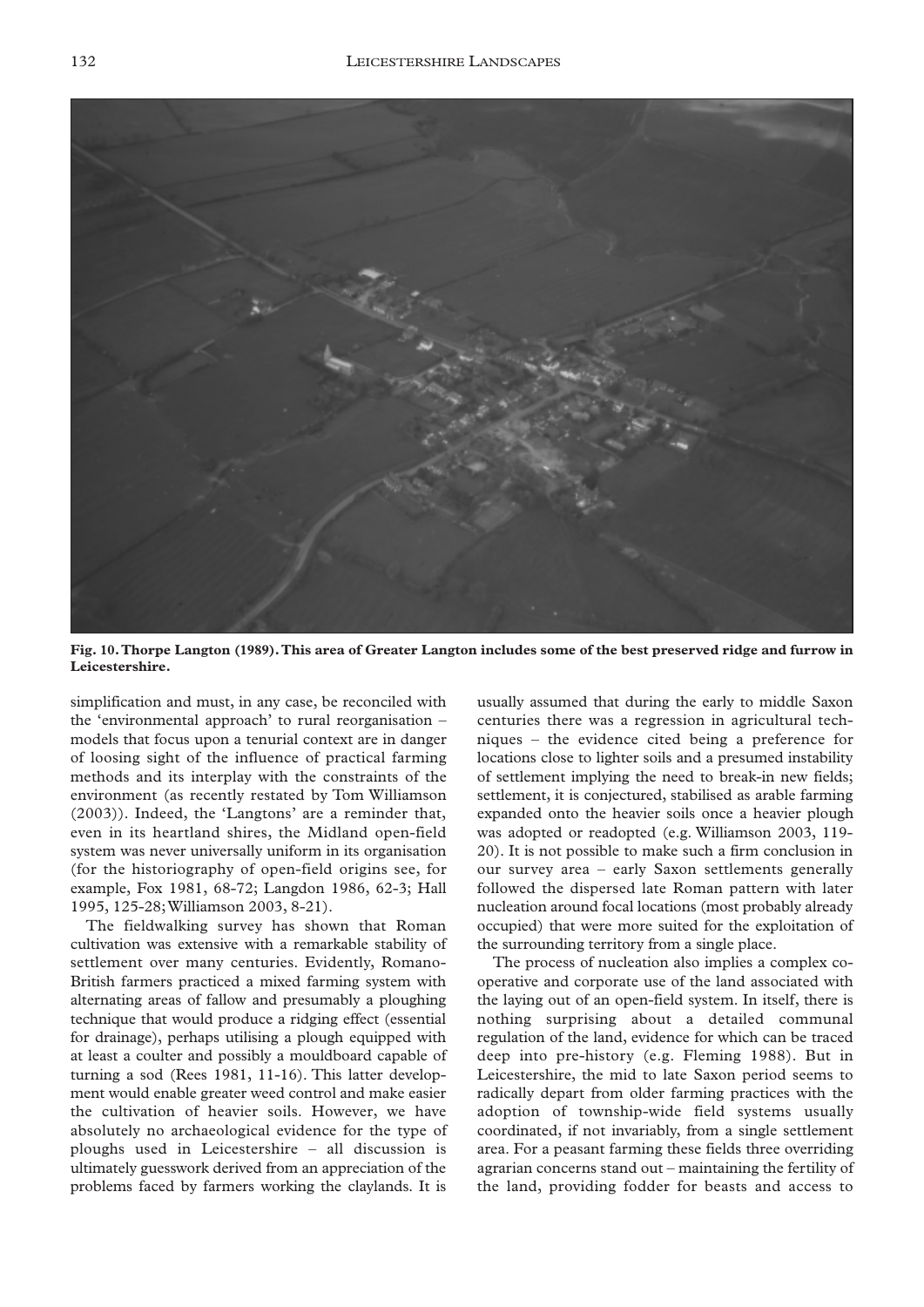**Fig. 10. Thorpe Langton (1989). This area of Greater Langton includes some of the best preserved ridge and furrow in Leicestershire.**

simplification and must, in any case, be reconciled with the 'environmental approach' to rural reorganisation – models that focus upon a tenurial context are in danger of loosing sight of the influence of practical farming methods and its interplay with the constraints of the environment (as recently restated by Tom Williamson (2003)). Indeed, the 'Langtons' are a reminder that, even in its heartland shires, the Midland open-field system was never universally uniform in its organisation (for the historiography of open-field origins see, for example, Fox 1981, 68-72; Langdon 1986, 62-3; Hall 1995, 125-28; Williamson 2003, 8-21).

The fieldwalking survey has shown that Roman cultivation was extensive with a remarkable stability of settlement over many centuries. Evidently, Romano-British farmers practiced a mixed farming system with alternating areas of fallow and presumably a ploughing technique that would produce a ridging effect (essential for drainage), perhaps utilising a plough equipped with at least a coulter and possibly a mouldboard capable of turning a sod (Rees 1981, 11-16). This latter development would enable greater weed control and make easier the cultivation of heavier soils. However, we have absolutely no archaeological evidence for the type of ploughs used in Leicestershire – all discussion is ultimately guesswork derived from an appreciation of the problems faced by farmers working the claylands. It is usually assumed that during the early to middle Saxon centuries there was a regression in agricultural techniques – the evidence cited being a preference for locations close to lighter soils and a presumed instability of settlement implying the need to break-in new fields; settlement, it is conjectured, stabilised as arable farming expanded onto the heavier soils once a heavier plough was adopted or readopted (e.g. Williamson 2003, 119-20). It is not possible to make such a firm conclusion in our survey area – early Saxon settlements generally followed the dispersed late Roman pattern with later nucleation around focal locations (most probably already occupied) that were more suited for the exploitation of the surrounding territory from a single place.

The process of nucleation also implies a complex co-operative and corporate use of the land associated with the laying out of an open-field system. In itself, there is nothing surprising about a detailed communal regulation of the land, evidence for which can be traced deep into pre-history (e.g. Fleming 1988). But in Leicestershire, the mid to late Saxon period seems to radically depart from older farming practices with the adoption of township-wide field systems usually coordinated, if not invariably, from a single settlement area. For a peasant farming these fields three overriding agrarian concerns stand out – maintaining the fertility of the land, providing fodder for beasts and access to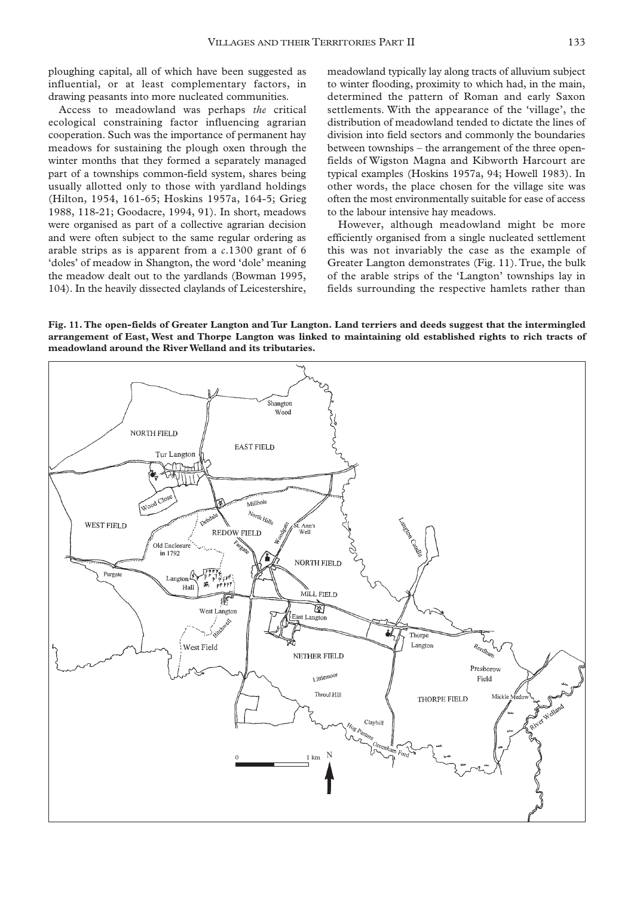ploughing capital, all of which have been suggested as influential, or at least complementary factors, in drawing peasants into more nucleated communities.

Access to meadowland was perhaps *the* critical ecological constraining factor influencing agrarian cooperation. Such was the importance of permanent hay meadows for sustaining the plough oxen through the winter months that they formed a separately managed part of a townships common-field system, shares being usually allotted only to those with yardland holdings (Hilton, 1954, 161-65; Hoskins 1957a, 164-5; Grieg 1988, 118-21; Goodacre, 1994, 91). In short, meadows were organised as part of a collective agrarian decision and were often subject to the same regular ordering as arable strips as is apparent from a *c*.1300 grant of 6 'doles' of meadow in Shangton, the word 'dole' meaning the meadow dealt out to the yardlands (Bowman 1995, 104). In the heavily dissected claylands of Leicestershire, meadowland typically lay along tracts of alluvium subject to winter flooding, proximity to which had, in the main, determined the pattern of Roman and early Saxon settlements. With the appearance of the 'village', the distribution of meadowland tended to dictate the lines of division into field sectors and commonly the boundaries between townships – the arrangement of the three open-fields of Wigston Magna and Kibworth Harcourt are typical examples (Hoskins 1957a, 94; Howell 1983). In other words, the place chosen for the village site was often the most environmentally suitable for ease of access to the labour intensive hay meadows.

However, although meadowland might be more efficiently organised from a single nucleated settlement this was not invariably the case as the example of Greater Langton demonstrates (Fig. 11). True, the bulk of the arable strips of the 'Langton' townships lay in fields surrounding the respective hamlets rather than

**Fig. 11. The open-fields of Greater Langton and Tur Langton. Land terriers and deeds suggest that the intermingled arrangement of East, West and Thorpe Langton was linked to maintaining old established rights to rich tracts of meadowland around the River Welland and its tributaries.**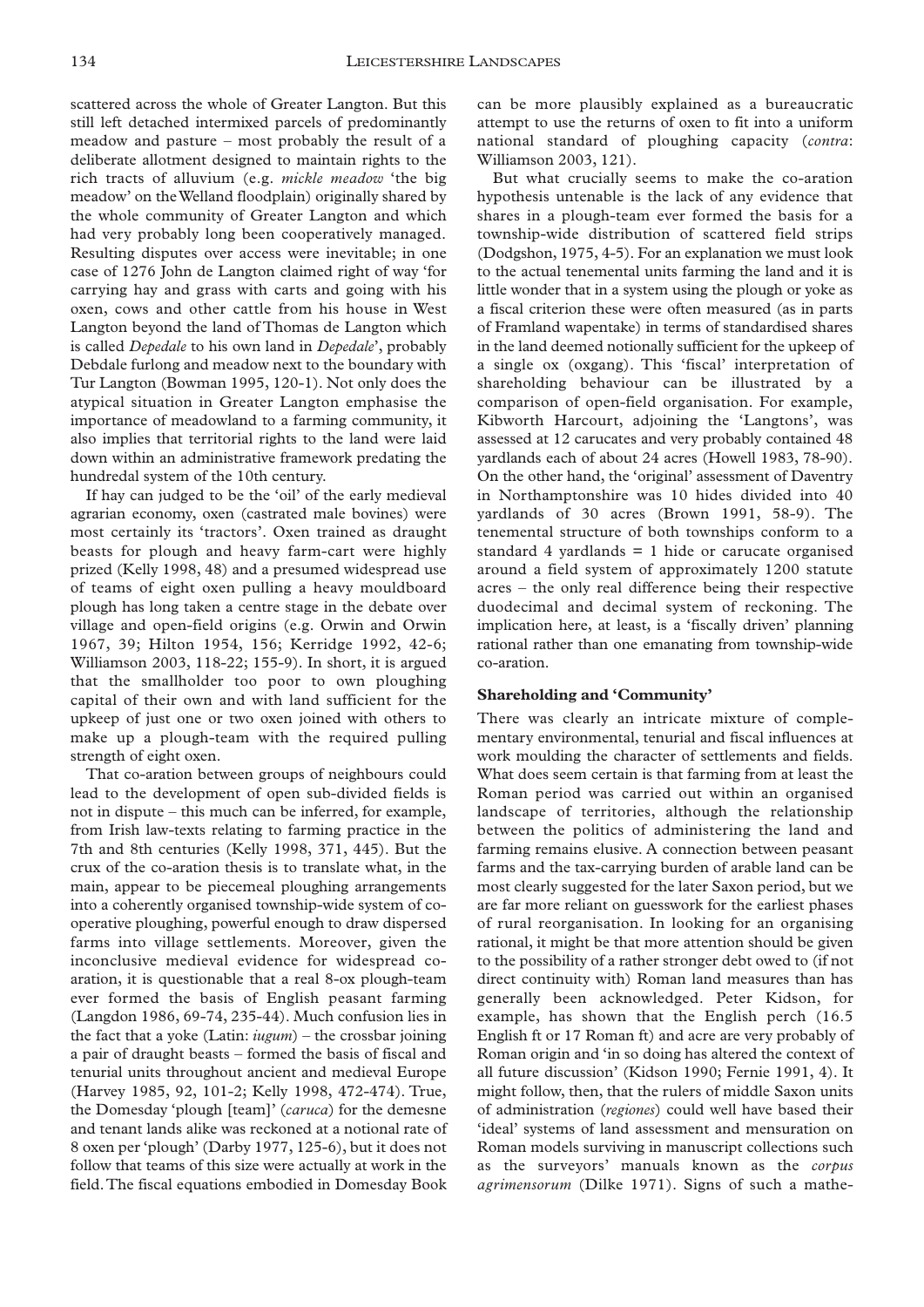scattered across the whole of Greater Langton. But this still left detached intermixed parcels of predominantly meadow and pasture – most probably the result of a deliberate allotment designed to maintain rights to the rich tracts of alluvium (e.g. *mickle meadow* 'the big meadow' on the Welland floodplain) originally shared by the whole community of Greater Langton and which had very probably long been cooperatively managed. Resulting disputes over access were inevitable; in one case of 1276 John de Langton claimed right of way 'for carrying hay and grass with carts and going with his oxen, cows and other cattle from his house in West Langton beyond the land of Thomas de Langton which is called *Depedale* to his own land in *Depedale*', probably Debdale furlong and meadow next to the boundary with Tur Langton (Bowman 1995, 120-1). Not only does the atypical situation in Greater Langton emphasise the importance of meadowland to a farming community, it also implies that territorial rights to the land were laid down within an administrative framework predating the hundredal system of the 10th century.

If hay can judged to be the 'oil' of the early medieval agrarian economy, oxen (castrated male bovines) were most certainly its 'tractors'. Oxen trained as draught beasts for plough and heavy farm-cart were highly prized (Kelly 1998, 48) and a presumed widespread use of teams of eight oxen pulling a heavy mouldboard plough has long taken a centre stage in the debate over village and open-field origins (e.g. Orwin and Orwin 1967, 39; Hilton 1954, 156; Kerridge 1992, 42-6; Williamson 2003, 118-22; 155-9). In short, it is argued that the smallholder too poor to own ploughing capital of their own and with land sufficient for the upkeep of just one or two oxen joined with others to make up a plough-team with the required pulling strength of eight oxen.

That co-aration between groups of neighbours could lead to the development of open sub-divided fields is not in dispute – this much can be inferred, for example, from Irish law-texts relating to farming practice in the 7th and 8th centuries (Kelly 1998, 371, 445). But the crux of the co-aration thesis is to translate what, in the main, appear to be piecemeal ploughing arrangements into a coherently organised township-wide system of co-operative ploughing, powerful enough to draw dispersed farms into village settlements. Moreover, given the inconclusive medieval evidence for widespread co-aration, it is questionable that a real 8-ox plough-team ever formed the basis of English peasant farming (Langdon 1986, 69-74, 235-44). Much confusion lies in the fact that a yoke (Latin: *iugum*) – the crossbar joining a pair of draught beasts – formed the basis of fiscal and tenurial units throughout ancient and medieval Europe (Harvey 1985, 92, 101-2; Kelly 1998, 472-474). True, the Domesday 'plough [team]' (*caruca*) for the demesne and tenant lands alike was reckoned at a notional rate of 8 oxen per 'plough' (Darby 1977, 125-6), but it does not follow that teams of this size were actually at work in the field. The fiscal equations embodied in Domesday Book can be more plausibly explained as a bureaucratic attempt to use the returns of oxen to fit into a uniform national standard of ploughing capacity (*contra*: Williamson 2003, 121).

But what crucially seems to make the co-aration hypothesis untenable is the lack of any evidence that shares in a plough-team ever formed the basis for a township-wide distribution of scattered field strips (Dodgshon, 1975, 4-5). For an explanation we must look to the actual tenemental units farming the land and it is little wonder that in a system using the plough or yoke as a fiscal criterion these were often measured (as in parts of Framland wapentake) in terms of standardised shares in the land deemed notionally sufficient for the upkeep of a single ox (oxgang). This 'fiscal' interpretation of shareholding behaviour can be illustrated by a comparison of open-field organisation. For example, Kibworth Harcourt, adjoining the 'Langtons', was assessed at 12 carucates and very probably contained 48 yardlands each of about 24 acres (Howell 1983, 78-90). On the other hand, the 'original' assessment of Daventry in Northamptonshire was 10 hides divided into 40 yardlands of 30 acres (Brown 1991, 58-9). The tenemental structure of both townships conform to a standard 4 yardlands = 1 hide or carucate organised around a field system of approximately 1200 statute acres – the only real difference being their respective duodecimal and decimal system of reckoning. The implication here, at least, is a 'fiscally driven' planning rational rather than one emanating from township-wide co-aration.

**Shareholding and 'Community'**

There was clearly an intricate mixture of complementary environmental, tenurial and fiscal influences at work moulding the character of settlements and fields. What does seem certain is that farming from at least the Roman period was carried out within an organised landscape of territories, although the relationship between the politics of administering the land and farming remains elusive. A connection between peasant farms and the tax-carrying burden of arable land can be most clearly suggested for the later Saxon period, but we are far more reliant on guesswork for the earliest phases of rural reorganisation. In looking for an organising rational, it might be that more attention should be given to the possibility of a rather stronger debt owed to (if not direct continuity with) Roman land measures than has generally been acknowledged. Peter Kidson, for example, has shown that the English perch (16.5 English ft or 17 Roman ft) and acre are very probably of Roman origin and 'in so doing has altered the context of all future discussion' (Kidson 1990; Fernie 1991, 4). It might follow, then, that the rulers of middle Saxon units of administration (*regiones*) could well have based their 'ideal' systems of land assessment and mensuration on Roman models surviving in manuscript collections such as the surveyors' manuals known as the *corpus agrimensorum* (Dilke 1971). Signs of such a mathe-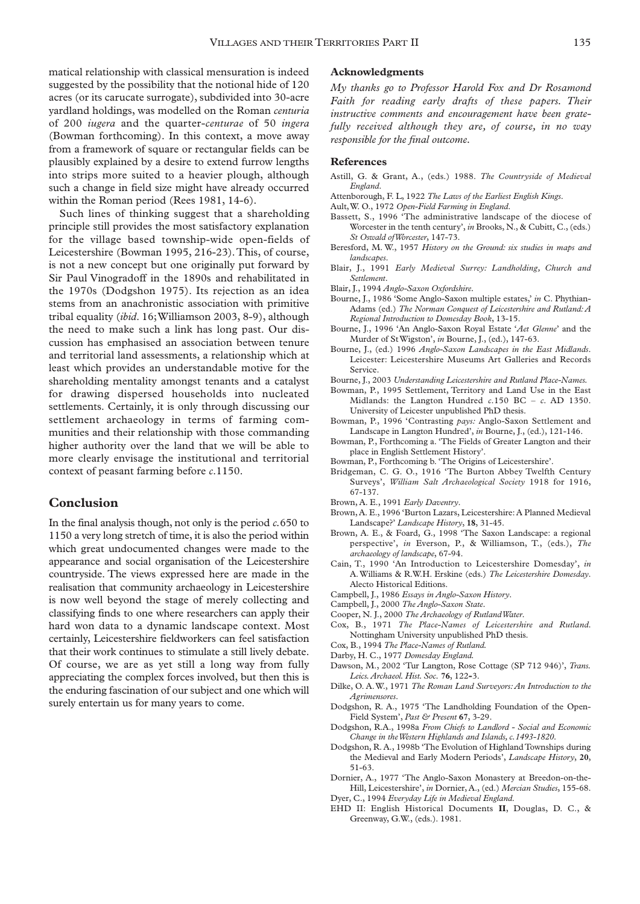matical relationship with classical mensuration is indeed suggested by the possibility that the notional hide of 120 acres (or its carucate surrogate), subdivided into 30-acre yardland holdings, was modelled on the Roman *centuria* of 200 *iugera* and the quarter-*centurae* of 50 *ingera* (Bowman forthcoming). In this context, a move away from a framework of square or rectangular fields can be plausibly explained by a desire to extend furrow lengths into strips more suited to a heavier plough, although such a change in field size might have already occurred within the Roman period (Rees 1981, 14-6).

Such lines of thinking suggest that a shareholding principle still provides the most satisfactory explanation for the village based township-wide open-fields of Leicestershire (Bowman 1995, 216-23). This, of course, is not a new concept but one originally put forward by Sir Paul Vinogradoff in the 1890s and rehabilitated in the 1970s (Dodgshon 1975). Its rejection as an idea stems from an anachronistic association with primitive tribal equality (*ibid.* 16; Williamson 2003, 8-9), although the need to make such a link has long past. Our discussion has emphasised an association between tenure and territorial land assessments, a relationship which at least which provides an understandable motive for the shareholding mentality amongst tenants and a catalyst for drawing dispersed households into nucleated settlements. Certainly, it is only through discussing our settlement archaeology in terms of farming communities and their relationship with those commanding higher authority over the land that we will be able to more clearly envisage the institutional and territorial context of peasant farming before *c.*1150.

## Conclusion

In the final analysis though, not only is the period *c.*650 to 1150 a very long stretch of time, it is also the period within which great undocumented changes were made to the appearance and social organisation of the Leicestershire countryside. The views expressed here are made in the realisation that community archaeology in Leicestershire is now well beyond the stage of merely collecting and classifying finds to one where researchers can apply their hard won data to a dynamic landscape context. Most certainly, Leicestershire fieldworkers can feel satisfaction that their work continues to stimulate a still lively debate. Of course, we are as yet still a long way from fully appreciating the complex forces involved, but then this is the enduring fascination of our subject and one which will surely entertain us for many years to come.

### Acknowledgments

*My thanks go to Professor Harold Fox and Dr Rosamond Faith for reading early drafts of these papers. Their instructive comments and encouragement have been gratefully received although they are, of course, in no way responsible for the final outcome.*

### References

Astill, G. & Grant, A., (eds.) 1988. *The Countryside of Medieval England*.

Attenborough, F. L, 1922 *The Laws of the Earliest English Kings*.

Ault, W. O., 1972 *Open-Field Farming in England*.

Bassett, S., 1996 'The administrative landscape of the diocese of Worcester in the tenth century', *in* Brooks, N., & Cubitt, C., (eds.) *St Oswald of Worcester*, 147-73.

Beresford, M. W., 1957 *History on the Ground: six studies in maps and landscapes*.

Blair, J., 1991 *Early Medieval Surrey: Landholding, Church and Settlement*.

Blair, J., 1994 *Anglo-Saxon Oxfordshire*.

Bourne, J., 1986 'Some Anglo-Saxon multiple estates,' *in* C. Phythian-Adams (ed.) *The Norman Conquest of Leicestershire and Rutland: A Regional Introduction to Domesday Book*, 13-15.

Bourne, J., 1996 'An Anglo-Saxon Royal Estate '*Aet Glenne*' and the Murder of St Wigston', *in* Bourne, J., (ed.), 147-63.

Bourne, J., (ed.) 1996 *Anglo-Saxon Landscapes in the East Midlands*. Leicester: Leicestershire Museums Art Galleries and Records Service.

Bourne, J., 2003 *Understanding Leicestershire and Rutland Place-Names*.

Bowman, P., 1995 Settlement, Territory and Land Use in the East Midlands: the Langton Hundred *c.*150 BC – *c.* AD 1350. University of Leicester unpublished PhD thesis.

Bowman, P., 1996 'Contrasting *pays:* Anglo-Saxon Settlement and Landscape in Langton Hundred', *in* Bourne, J., (ed.), 121-146.

Bowman, P., Forthcoming a. 'The Fields of Greater Langton and their place in English Settlement History'.

Bowman, P., Forthcoming b. 'The Origins of Leicestershire'.

Bridgeman, C. G. O., 1916 'The Burton Abbey Twelfth Century Surveys', *William Salt Archaeological Society* 1918 for 1916, 67-137.

Brown, A. E., 1991 *Early Daventry*.

Brown, A. E., 1996 'Burton Lazars, Leicestershire: A Planned Medieval Landscape?' *Landscape History*, **18**, 31-45.

Brown, A. E., & Foard, G., 1998 'The Saxon Landscape: a regional perspective', *in* Everson, P., & Williamson, T., (eds.), *The archaeology of landscape*, 67-94.

Cain, T., 1990 'An Introduction to Leicestershire Domesday', *in* A. Williams & R.W.H. Erskine (eds.) *The Leicestershire Domesday*. Alecto Historical Editions.

Campbell, J., 1986 *Essays in Anglo-Saxon History*.

Campbell, J., 2000 *The Anglo-Saxon State*.

Cooper, N. J., 2000 *The Archaeology of Rutland Water*.

Cox, B., 1971 *The Place-Names of Leicestershire and Rutland*. Nottingham University unpublished PhD thesis.

Cox, B., 1994 *The Place-Names of Rutland.*

Darby, H. C., 1977 *Domesday England.*

Dawson, M., 2002 'Tur Langton, Rose Cottage (SP 712 946)', *Trans. Leics. Archaeol. Hist. Soc.* 7**6**, 122-3.

Dilke, O. A. W., 1971 *The Roman Land Surveyors: An Introduction to the Agrimensores*.

Dodgshon, R. A., 1975 'The Landholding Foundation of the Open-Field System', *Past & Present* **67**, 3-29.

Dodgshon, R.A., 1998a *From Chiefs to Landlord - Social and Economic Change in the Western Highlands and Islands, c.1493-1820*.

Dodgshon, R. A., 1998b 'The Evolution of Highland Townships during the Medieval and Early Modern Periods', *Landscape History*, **20**, 51-63.

Dornier, A., 1977 'The Anglo-Saxon Monastery at Breedon-on-the-Hill, Leicestershire', *in* Dornier, A., (ed.) *Mercian Studies*, 155-68.

Dyer, C., 1994 *Everyday Life in Medieval England.*

EHD II: English Historical Documents **II**, Douglas, D. C., & Greenway, G.W., (eds.). 1981.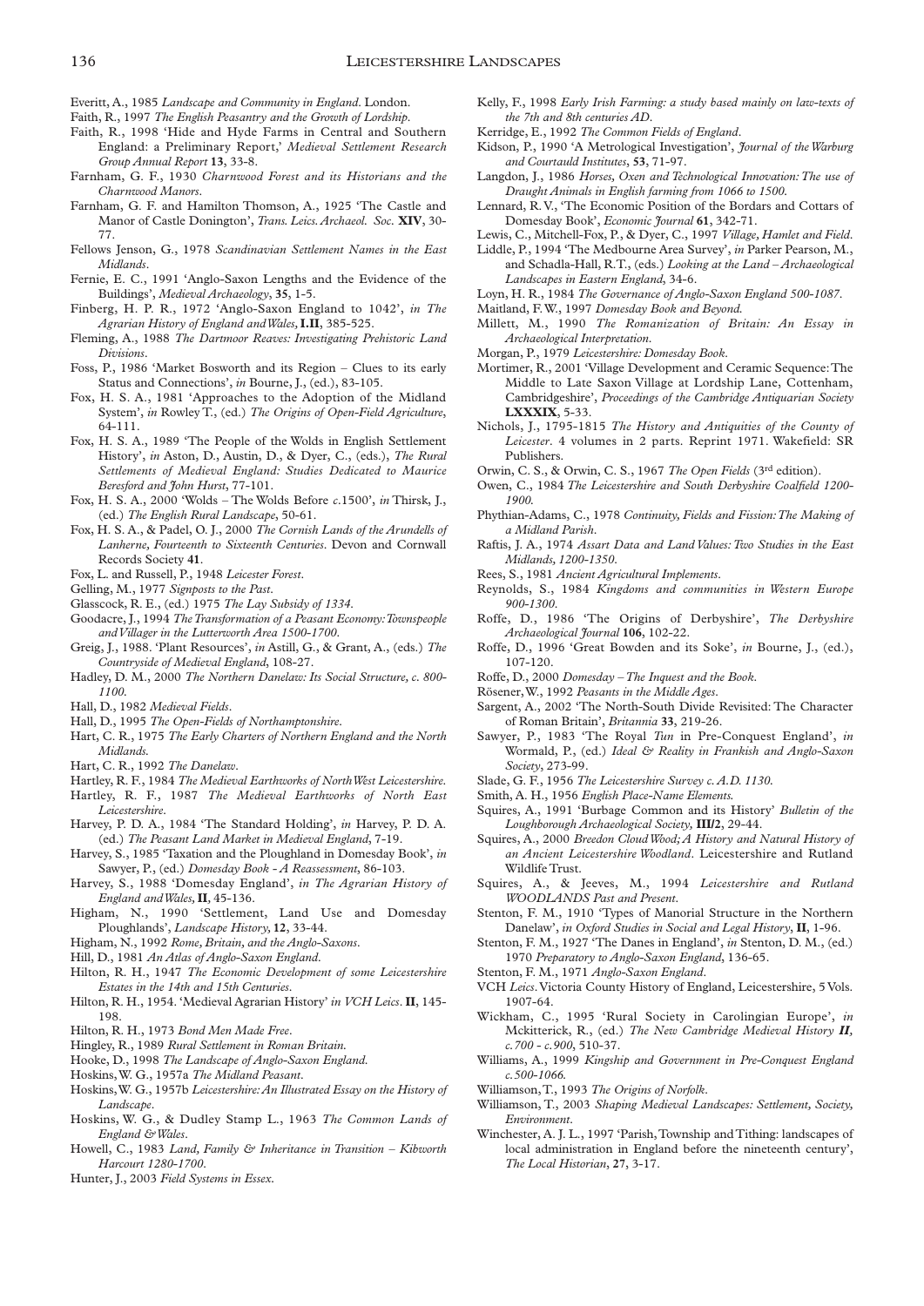Everitt, A., 1985 *Landscape and Community in England*. London.

Faith, R., 1997 *The English Peasantry and the Growth of Lordship*.

Faith, R., 1998 'Hide and Hyde Farms in Central and Southern England: a Preliminary Report,' *Medieval Settlement Research Group Annual Report* **13**, 33-8.

Farnham, G. F., 1930 *Charnwood Forest and its Historians and the Charnwood Manors*.

Farnham, G. F. and Hamilton Thomson, A., 1925 'The Castle and Manor of Castle Donington', *Trans. Leics. Archaeol. Soc.* **XIV**, 30-77.

Fellows Jenson, G., 1978 *Scandinavian Settlement Names in the East Midlands*.

Fernie, E. C., 1991 'Anglo-Saxon Lengths and the Evidence of the Buildings', *Medieval Archaeology*, **35**, 1-5.

Finberg, H. P. R., 1972 'Anglo-Saxon England to 1042', *in The Agrarian History of England and Wales*, **I.II**, 385-525.

Fleming, A., 1988 *The Dartmoor Reaves: Investigating Prehistoric Land Divisions*.

Foss, P., 1986 'Market Bosworth and its Region – Clues to its early Status and Connections', *in* Bourne, J., (ed.), 83-105.

Fox, H. S. A., 1981 'Approaches to the Adoption of the Midland System', *in* Rowley T., (ed.) *The Origins of Open-Field Agriculture*, 64-111.

Fox, H. S. A., 1989 'The People of the Wolds in English Settlement History', *in* Aston, D., Austin, D., & Dyer, C., (eds.), *The Rural Settlements of Medieval England: Studies Dedicated to Maurice Beresford and John Hurst*, 77-101.

Fox, H. S. A., 2000 'Wolds – The Wolds Before *c.*1500', *in* Thirsk, J., (ed.) *The English Rural Landscape*, 50-61.

Fox, H. S. A., & Padel, O. J., 2000 *The Cornish Lands of the Arundells of Lanherne, Fourteenth to Sixteenth Centuries*. Devon and Cornwall Records Society **41**.

Fox, L. and Russell, P., 1948 *Leicester Forest*.

Gelling, M., 1977 *Signposts to the Past*.

Glasscock, R. E., (ed.) 1975 *The Lay Subsidy of 1334*.

Goodacre, J., 1994 *The Transformation of a Peasant Economy: Townspeople and Villager in the Lutterworth Area 1500-1700*.

Greig, J., 1988. 'Plant Resources', *in* Astill, G., & Grant, A., (eds.) *The Countryside of Medieval England*, 108-27.

Hadley, D. M., 2000 *The Northern Danelaw: Its Social Structure, c. 800-1100*.

Hall, D., 1982 *Medieval Fields*.

Hall, D., 1995 *The Open-Fields of Northamptonshire*.

Hart, C. R., 1975 *The Early Charters of Northern England and the North Midlands*.

Hart, C. R., 1992 *The Danelaw*.

Hartley, R. F., 1984 *The Medieval Earthworks of North West Leicestershire*.

Hartley, R. F., 1987 *The Medieval Earthworks of North East Leicestershire*.

Harvey, P. D. A., 1984 'The Standard Holding', *in* Harvey, P. D. A. (ed.) *The Peasant Land Market in Medieval England*, 7-19.

Harvey, S., 1985 'Taxation and the Ploughland in Domesday Book', *in* Sawyer, P., (ed.) *Domesday Book - A Reassessment*, 86-103.

Harvey, S., 1988 'Domesday England', *in The Agrarian History of England and Wales*, **II**, 45-136.

Higham, N., 1990 'Settlement, Land Use and Domesday Ploughlands', *Landscape History*, **12**, 33-44.

Higham, N., 1992 *Rome, Britain, and the Anglo-Saxons*.

Hill, D., 1981 *An Atlas of Anglo-Saxon England*.

Hilton, R. H., 1947 *The Economic Development of some Leicestershire Estates in the 14th and 15th Centuries*.

Hilton, R. H., 1954. 'Medieval Agrarian History' *in VCH Leics*. **II**, 145-198.

Hilton, R. H., 1973 *Bond Men Made Free*.

Hingley, R., 1989 *Rural Settlement in Roman Britain*.

Hooke, D., 1998 *The Landscape of Anglo-Saxon England*.

Hoskins, W. G., 1957a *The Midland Peasant*.

Hoskins, W. G., 1957b *Leicestershire: An Illustrated Essay on the History of Landscape*.

Hoskins, W. G., & Dudley Stamp L., 1963 *The Common Lands of England & Wales*.

Howell, C., 1983 *Land, Family & Inheritance in Transition – Kibworth Harcourt 1280-1700*.

Hunter, J., 2003 *Field Systems in Essex*.

Kelly, F., 1998 *Early Irish Farming: a study based mainly on law-texts of the 7th and 8th centuries AD*.

Kerridge, E., 1992 *The Common Fields of England*.

Kidson, P., 1990 'A Metrological Investigation', *Journal of the Warburg and Courtauld Institutes*, **53**, 71-97.

Langdon, J., 1986 *Horses, Oxen and Technological Innovation: The use of Draught Animals in English farming from 1066 to 1500*.

Lennard, R. V., 'The Economic Position of the Bordars and Cottars of Domesday Book', *Economic Journal* **61**, 342-71.

Lewis, C., Mitchell-Fox, P., & Dyer, C., 1997 *Village, Hamlet and Field*.

Liddle, P., 1994 'The Medbourne Area Survey', *in* Parker Pearson, M., and Schadla-Hall, R.T., (eds.) *Looking at the Land – Archaeological Landscapes in Eastern England*, 34-6.

Loyn, H. R., 1984 *The Governance of Anglo-Saxon England 500-1087*.

Maitland, F. W., 1997 *Domesday Book and Beyond*.

Millett, M., 1990 *The Romanization of Britain: An Essay in Archaeological Interpretation*.

Morgan, P., 1979 *Leicestershire: Domesday Book*.

Mortimer, R., 2001 'Village Development and Ceramic Sequence: The Middle to Late Saxon Village at Lordship Lane, Cottenham, Cambridgeshire', *Proceedings of the Cambridge Antiquarian Society* **LXXXIX**, 5-33.

Nichols, J., 1795-1815 *The History and Antiquities of the County of Leicester*. 4 volumes in 2 parts. Reprint 1971. Wakefield: SR Publishers.

Orwin, C. S., & Orwin, C. S., 1967 *The Open Fields* (3rd edition).

Owen, C., 1984 *The Leicestershire and South Derbyshire Coalfield 1200-1900*.

Phythian-Adams, C., 1978 *Continuity, Fields and Fission: The Making of a Midland Parish*.

Raftis, J. A., 1974 *Assart Data and Land Values: Two Studies in the East Midlands, 1200-1350*.

Rees, S., 1981 *Ancient Agricultural Implements*.

Reynolds, S., 1984 *Kingdoms and communities in Western Europe 900-1300*.

Roffe, D., 1986 'The Origins of Derbyshire', *The Derbyshire Archaeological Journal* **106**, 102-22.

Roffe, D., 1996 'Great Bowden and its Soke', *in* Bourne, J., (ed.), 107-120.

Roffe, D., 2000 *Domesday – The Inquest and the Book*.

Rösener, W., 1992 *Peasants in the Middle Ages*.

Sargent, A., 2002 'The North-South Divide Revisited: The Character of Roman Britain', *Britannia* **33**, 219-26.

Sawyer, P., 1983 'The Royal *Tun* in Pre-Conquest England', *in* Wormald, P., (ed.) *Ideal & Reality in Frankish and Anglo-Saxon Society*, 273-99.

Slade, G. F., 1956 *The Leicestershire Survey c. A.D. 1130*.

Smith, A. H., 1956 *English Place-Name Elements*.

Squires, A., 1991 'Burbage Common and its History' *Bulletin of the Loughborough Archaeological Society*, **III/2**, 29-44.

Squires, A., 2000 *Breedon Cloud Wood; A History and Natural History of an Ancient Leicestershire Woodland*. Leicestershire and Rutland Wildlife Trust.

Squires, A., & Jeeves, M., 1994 *Leicestershire and Rutland WOODLANDS Past and Present*.

Stenton, F. M., 1910 'Types of Manorial Structure in the Northern Danelaw', *in Oxford Studies in Social and Legal History*, **II**, 1-96.

Stenton, F. M., 1927 'The Danes in England', *in* Stenton, D. M., (ed.) 1970 *Preparatory to Anglo-Saxon England*, 136-65.

Stenton, F. M., 1971 *Anglo-Saxon England*.

VCH *Leics*. Victoria County History of England, Leicestershire, 5 Vols. 1907-64.

Wickham, C., 1995 'Rural Society in Carolingian Europe', *in* Mckitterick, R., (ed.) *The New Cambridge Medieval History* ***II***, *c. 700 - c. 900*, 510-37.

Williams, A., 1999 *Kingship and Government in Pre-Conquest England c. 500-1066*.

Williamson, T., 1993 *The Origins of Norfolk*.

Williamson, T., 2003 *Shaping Medieval Landscapes: Settlement, Society, Environment*.

Winchester, A. J. L., 1997 'Parish, Township and Tithing: landscapes of local administration in England before the nineteenth century', *The Local Historian*, **27**, 3-17.